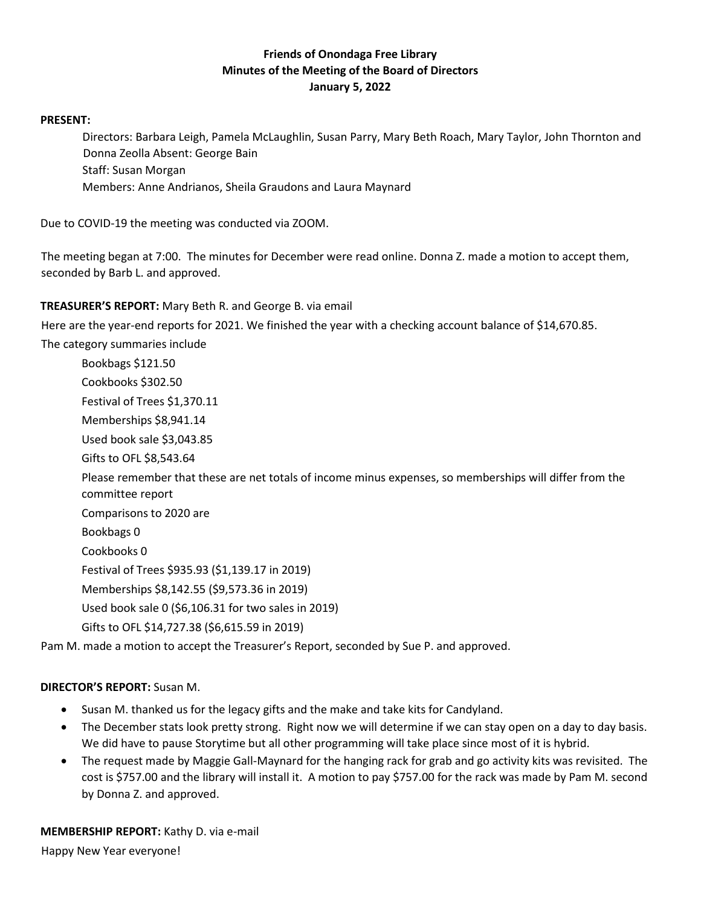**Friends of Onondaga Free Library**
**Minutes of the Meeting of the Board of Directors**
**January 5, 2022**

**PRESENT:**

Directors: Barbara Leigh, Pamela McLaughlin, Susan Parry, Mary Beth Roach, Mary Taylor, John Thornton and Donna Zeolla Absent: George Bain
Staff: Susan Morgan
Members: Anne Andrianos, Sheila Graudons and Laura Maynard

Due to COVID-19 the meeting was conducted via ZOOM.

The meeting began at 7:00. The minutes for December were read online. Donna Z. made a motion to accept them, seconded by Barb L. and approved.

**TREASURER'S REPORT:** Mary Beth R. and George B. via email

Here are the year-end reports for 2021. We finished the year with a checking account balance of $14,670.85.

The category summaries include

Bookbags $121.50
Cookbooks $302.50
Festival of Trees $1,370.11
Memberships $8,941.14
Used book sale $3,043.85
Gifts to OFL $8,543.64
Please remember that these are net totals of income minus expenses, so memberships will differ from the committee report
Comparisons to 2020 are
Bookbags 0
Cookbooks 0
Festival of Trees $935.93 ($1,139.17 in 2019)
Memberships $8,142.55 ($9,573.36 in 2019)
Used book sale 0 ($6,106.31 for two sales in 2019)
Gifts to OFL $14,727.38 ($6,615.59 in 2019)

Pam M. made a motion to accept the Treasurer's Report, seconded by Sue P. and approved.

**DIRECTOR'S REPORT:** Susan M.

- Susan M. thanked us for the legacy gifts and the make and take kits for Candyland.
- The December stats look pretty strong. Right now we will determine if we can stay open on a day to day basis. We did have to pause Storytime but all other programming will take place since most of it is hybrid.
- The request made by Maggie Gall-Maynard for the hanging rack for grab and go activity kits was revisited. The cost is $757.00 and the library will install it. A motion to pay $757.00 for the rack was made by Pam M. second by Donna Z. and approved.

**MEMBERSHIP REPORT:** Kathy D. via e-mail

Happy New Year everyone!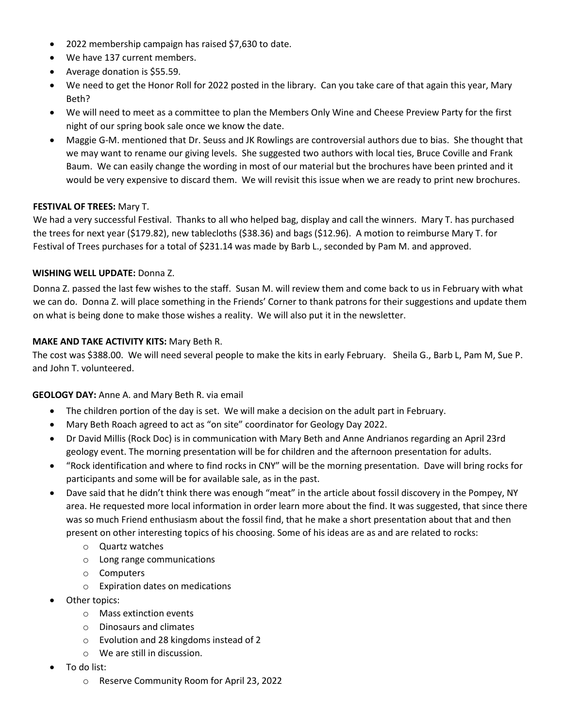- 2022 membership campaign has raised $7,630 to date.
- We have 137 current members.
- Average donation is $55.59.
- We need to get the Honor Roll for 2022 posted in the library. Can you take care of that again this year, Mary Beth?
- We will need to meet as a committee to plan the Members Only Wine and Cheese Preview Party for the first night of our spring book sale once we know the date.
- Maggie G-M. mentioned that Dr. Seuss and JK Rowlings are controversial authors due to bias. She thought that we may want to rename our giving levels. She suggested two authors with local ties, Bruce Coville and Frank Baum. We can easily change the wording in most of our material but the brochures have been printed and it would be very expensive to discard them. We will revisit this issue when we are ready to print new brochures.

**FESTIVAL OF TREES:** Mary T.

We had a very successful Festival. Thanks to all who helped bag, display and call the winners. Mary T. has purchased the trees for next year ($179.82), new tablecloths ($38.36) and bags ($12.96). A motion to reimburse Mary T. for Festival of Trees purchases for a total of $231.14 was made by Barb L., seconded by Pam M. and approved.

**WISHING WELL UPDATE:** Donna Z.

Donna Z. passed the last few wishes to the staff. Susan M. will review them and come back to us in February with what we can do. Donna Z. will place something in the Friends' Corner to thank patrons for their suggestions and update them on what is being done to make those wishes a reality. We will also put it in the newsletter.

**MAKE AND TAKE ACTIVITY KITS:** Mary Beth R.

The cost was $388.00. We will need several people to make the kits in early February. Sheila G., Barb L, Pam M, Sue P. and John T. volunteered.

**GEOLOGY DAY:** Anne A. and Mary Beth R. via email

- The children portion of the day is set. We will make a decision on the adult part in February.
- Mary Beth Roach agreed to act as "on site" coordinator for Geology Day 2022.
- Dr David Millis (Rock Doc) is in communication with Mary Beth and Anne Andrianos regarding an April 23rd geology event. The morning presentation will be for children and the afternoon presentation for adults.
- "Rock identification and where to find rocks in CNY" will be the morning presentation. Dave will bring rocks for participants and some will be for available sale, as in the past.
- Dave said that he didn't think there was enough "meat" in the article about fossil discovery in the Pompey, NY area. He requested more local information in order learn more about the find. It was suggested, that since there was so much Friend enthusiasm about the fossil find, that he make a short presentation about that and then present on other interesting topics of his choosing. Some of his ideas are as and are related to rocks:
  - Quartz watches
  - Long range communications
  - Computers
  - Expiration dates on medications
- Other topics:
  - Mass extinction events
  - Dinosaurs and climates
  - Evolution and 28 kingdoms instead of 2
  - We are still in discussion.
- To do list:
  - Reserve Community Room for April 23, 2022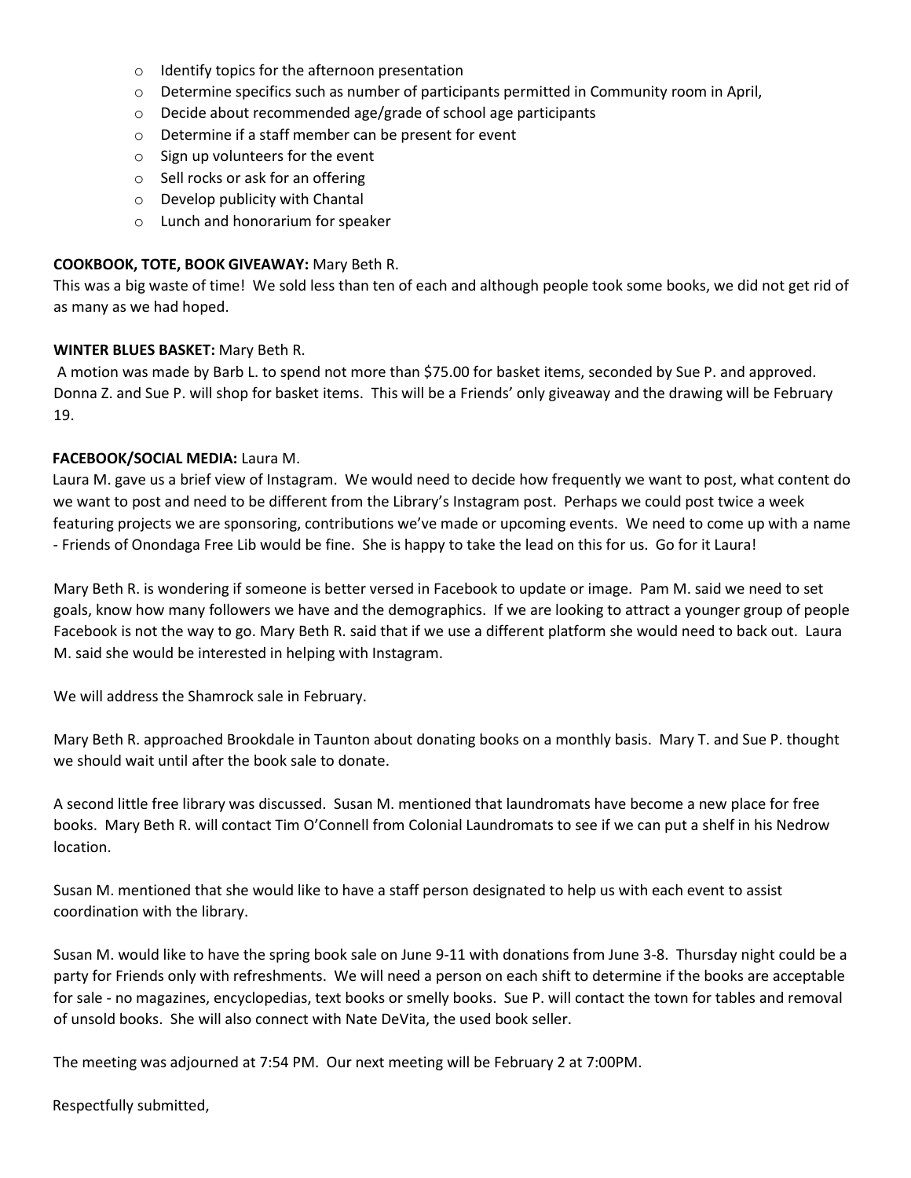- Identify topics for the afternoon presentation
- Determine specifics such as number of participants permitted in Community room in April,
- Decide about recommended age/grade of school age participants
- Determine if a staff member can be present for event
- Sign up volunteers for the event
- Sell rocks or ask for an offering
- Develop publicity with Chantal
- Lunch and honorarium for speaker

**COOKBOOK, TOTE, BOOK GIVEAWAY:** Mary Beth R.
This was a big waste of time! We sold less than ten of each and although people took some books, we did not get rid of as many as we had hoped.

**WINTER BLUES BASKET:** Mary Beth R.
A motion was made by Barb L. to spend not more than $75.00 for basket items, seconded by Sue P. and approved. Donna Z. and Sue P. will shop for basket items. This will be a Friends' only giveaway and the drawing will be February 19.

**FACEBOOK/SOCIAL MEDIA:** Laura M.
Laura M. gave us a brief view of Instagram. We would need to decide how frequently we want to post, what content do we want to post and need to be different from the Library's Instagram post. Perhaps we could post twice a week featuring projects we are sponsoring, contributions we've made or upcoming events. We need to come up with a name - Friends of Onondaga Free Lib would be fine. She is happy to take the lead on this for us. Go for it Laura!

Mary Beth R. is wondering if someone is better versed in Facebook to update or image. Pam M. said we need to set goals, know how many followers we have and the demographics. If we are looking to attract a younger group of people Facebook is not the way to go. Mary Beth R. said that if we use a different platform she would need to back out. Laura M. said she would be interested in helping with Instagram.

We will address the Shamrock sale in February.

Mary Beth R. approached Brookdale in Taunton about donating books on a monthly basis. Mary T. and Sue P. thought we should wait until after the book sale to donate.

A second little free library was discussed. Susan M. mentioned that laundromats have become a new place for free books. Mary Beth R. will contact Tim O'Connell from Colonial Laundromats to see if we can put a shelf in his Nedrow location.

Susan M. mentioned that she would like to have a staff person designated to help us with each event to assist coordination with the library.

Susan M. would like to have the spring book sale on June 9-11 with donations from June 3-8. Thursday night could be a party for Friends only with refreshments. We will need a person on each shift to determine if the books are acceptable for sale - no magazines, encyclopedias, text books or smelly books. Sue P. will contact the town for tables and removal of unsold books. She will also connect with Nate DeVita, the used book seller.

The meeting was adjourned at 7:54 PM. Our next meeting will be February 2 at 7:00PM.

Respectfully submitted,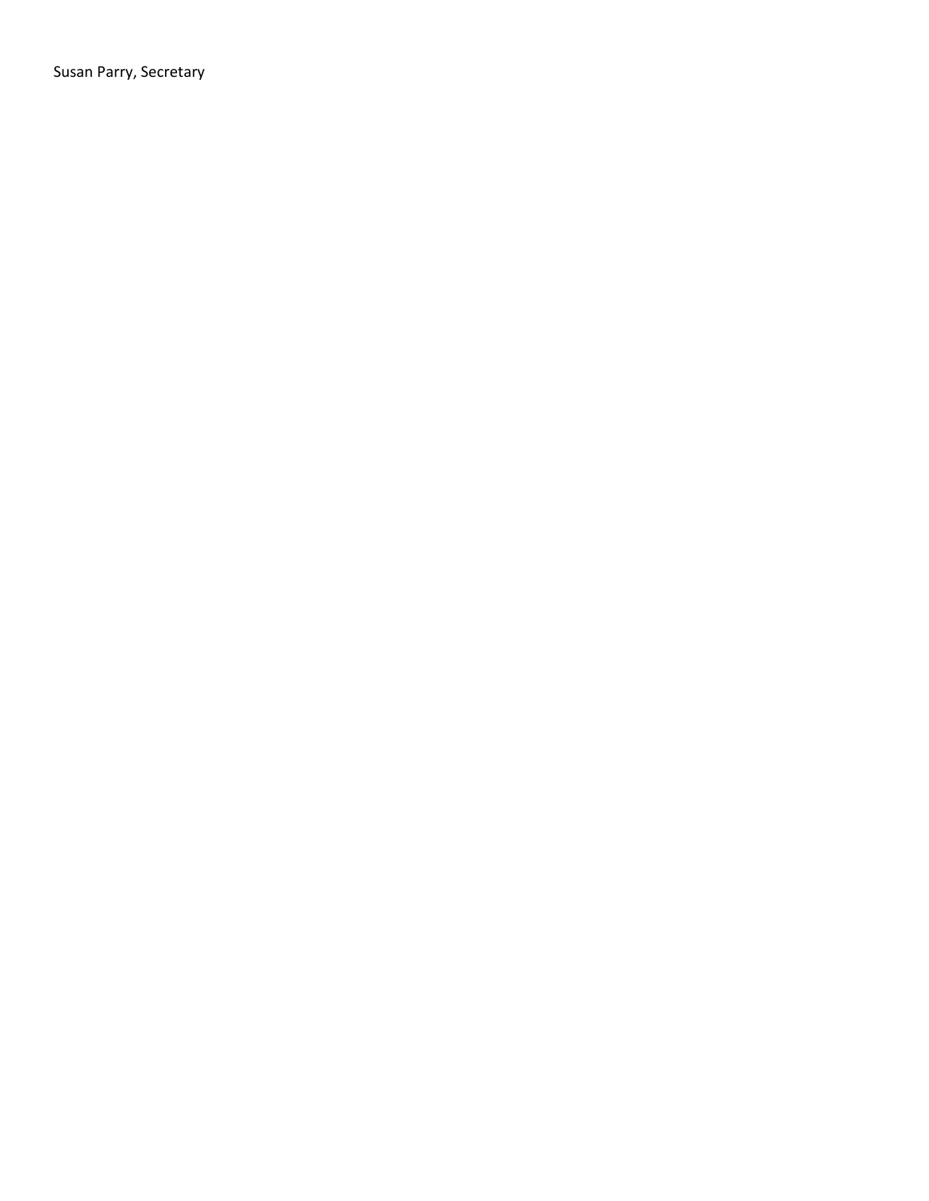Susan Parry, Secretary